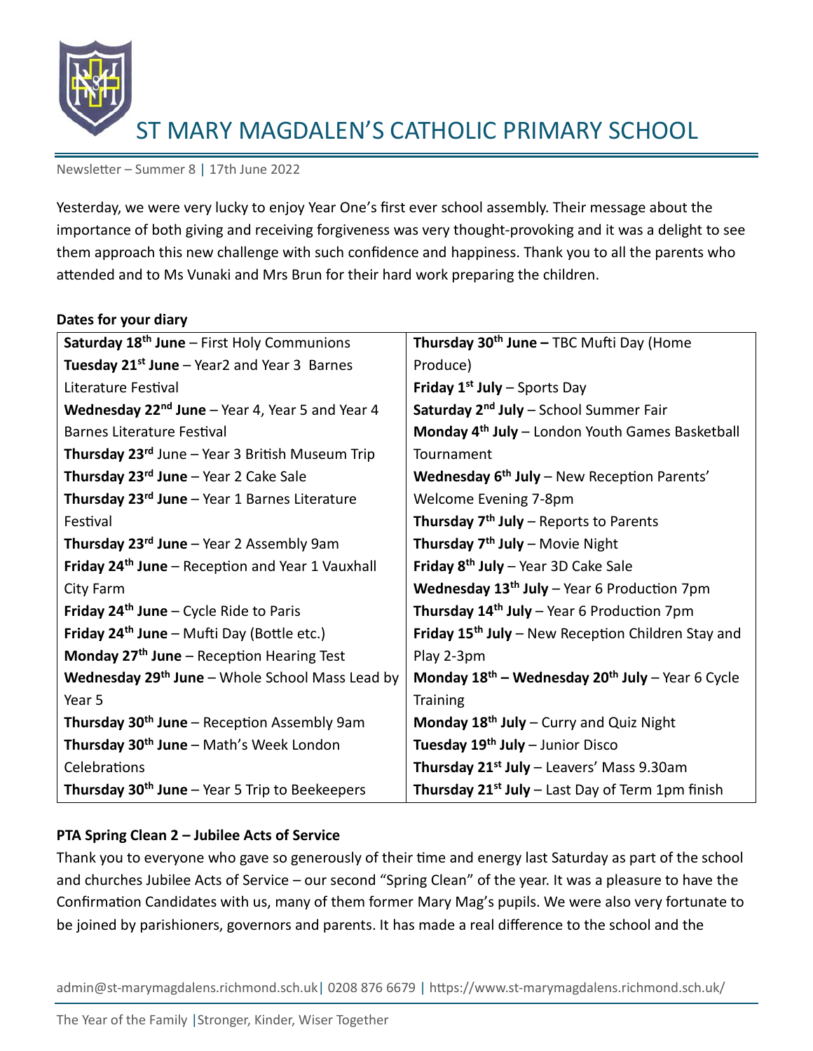# ST MARY MAGDALEN'S CATHOLIC PRIMARY SCHOOL

Newsletter – Summer 8 | 17th June 2022

Yesterday, we were very lucky to enjoy Year One's first ever school assembly. Their message about the importance of both giving and receiving forgiveness was very thought-provoking and it was a delight to see them approach this new challenge with such confidence and happiness. Thank you to all the parents who attended and to Ms Vunaki and Mrs Brun for their hard work preparing the children.

**Dates for your diary**

| | |
|---|---|
| **Saturday 18th June** – First Holy Communions | **Thursday 30th June –** TBC Mufti Day (Home Produce) |
| **Tuesday 21st June** – Year2 and Year 3 Barnes Literature Festival | **Friday 1st July** – Sports Day |
| **Wednesday 22nd June** – Year 4, Year 5 and Year 4 Barnes Literature Festival | **Saturday 2nd July** – School Summer Fair |
| **Thursday 23rd** June – Year 3 British Museum Trip | **Monday 4th July** – London Youth Games Basketball Tournament |
| **Thursday 23rd June** – Year 2 Cake Sale | **Wednesday 6th July** – New Reception Parents' Welcome Evening 7-8pm |
| **Thursday 23rd June** – Year 1 Barnes Literature Festival | **Thursday 7th July** – Reports to Parents |
| **Thursday 23rd June** – Year 2 Assembly 9am | **Thursday 7th July** – Movie Night |
| **Friday 24th June** – Reception and Year 1 Vauxhall City Farm | **Friday 8th July** – Year 3D Cake Sale |
| **Friday 24th June** – Cycle Ride to Paris | **Wednesday 13th July** – Year 6 Production 7pm |
| **Friday 24th June** – Mufti Day (Bottle etc.) | **Thursday 14th July** – Year 6 Production 7pm |
| **Monday 27th June** – Reception Hearing Test | **Friday 15th July** – New Reception Children Stay and Play 2-3pm |
| **Wednesday 29th June** – Whole School Mass Lead by Year 5 | **Monday 18th – Wednesday 20th July** – Year 6 Cycle Training |
| **Thursday 30th June** – Reception Assembly 9am | **Monday 18th July** – Curry and Quiz Night |
| **Thursday 30th June** – Math's Week London Celebrations | **Tuesday 19th July** – Junior Disco |
| **Thursday 30th June** – Year 5 Trip to Beekeepers | **Thursday 21st July** – Leavers' Mass 9.30am |
| | **Thursday 21st July** – Last Day of Term 1pm finish |

**PTA Spring Clean 2 – Jubilee Acts of Service**

Thank you to everyone who gave so generously of their time and energy last Saturday as part of the school and churches Jubilee Acts of Service – our second "Spring Clean" of the year. It was a pleasure to have the Confirmation Candidates with us, many of them former Mary Mag's pupils. We were also very fortunate to be joined by parishioners, governors and parents. It has made a real difference to the school and the

admin@st-marymagdalens.richmond.sch.uk | 0208 876 6679 | https://www.st-marymagdalens.richmond.sch.uk/

The Year of the Family | Stronger, Kinder, Wiser Together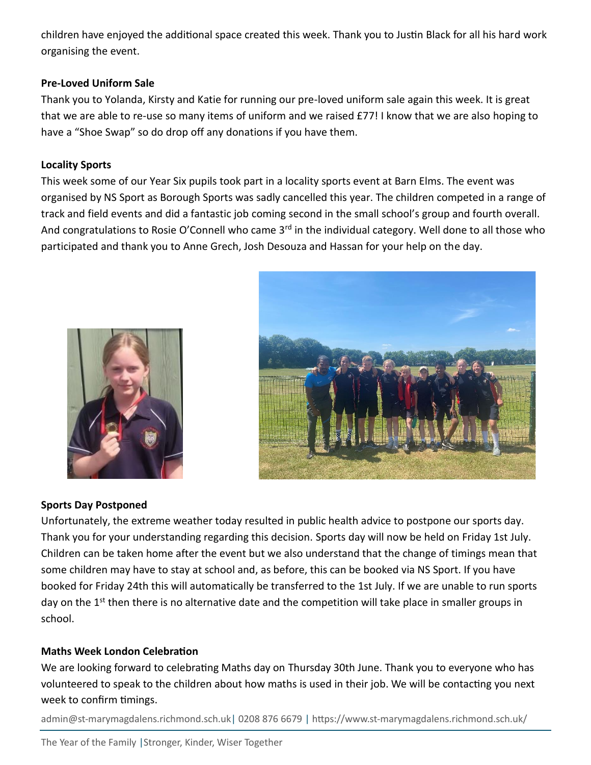children have enjoyed the additional space created this week. Thank you to Justin Black for all his hard work organising the event.

**Pre-Loved Uniform Sale**

Thank you to Yolanda, Kirsty and Katie for running our pre-loved uniform sale again this week. It is great that we are able to re-use so many items of uniform and we raised £77! I know that we are also hoping to have a "Shoe Swap" so do drop off any donations if you have them.

**Locality Sports**

This week some of our Year Six pupils took part in a locality sports event at Barn Elms. The event was organised by NS Sport as Borough Sports was sadly cancelled this year. The children competed in a range of track and field events and did a fantastic job coming second in the small school's group and fourth overall. And congratulations to Rosie O'Connell who came 3rd in the individual category. Well done to all those who participated and thank you to Anne Grech, Josh Desouza and Hassan for your help on the day.

**Sports Day Postponed**

Unfortunately, the extreme weather today resulted in public health advice to postpone our sports day. Thank you for your understanding regarding this decision. Sports day will now be held on Friday 1st July. Children can be taken home after the event but we also understand that the change of timings mean that some children may have to stay at school and, as before, this can be booked via NS Sport. If you have booked for Friday 24th this will automatically be transferred to the 1st July. If we are unable to run sports day on the 1st then there is no alternative date and the competition will take place in smaller groups in school.

**Maths Week London Celebration**

We are looking forward to celebrating Maths day on Thursday 30th June. Thank you to everyone who has volunteered to speak to the children about how maths is used in their job. We will be contacting you next week to confirm timings.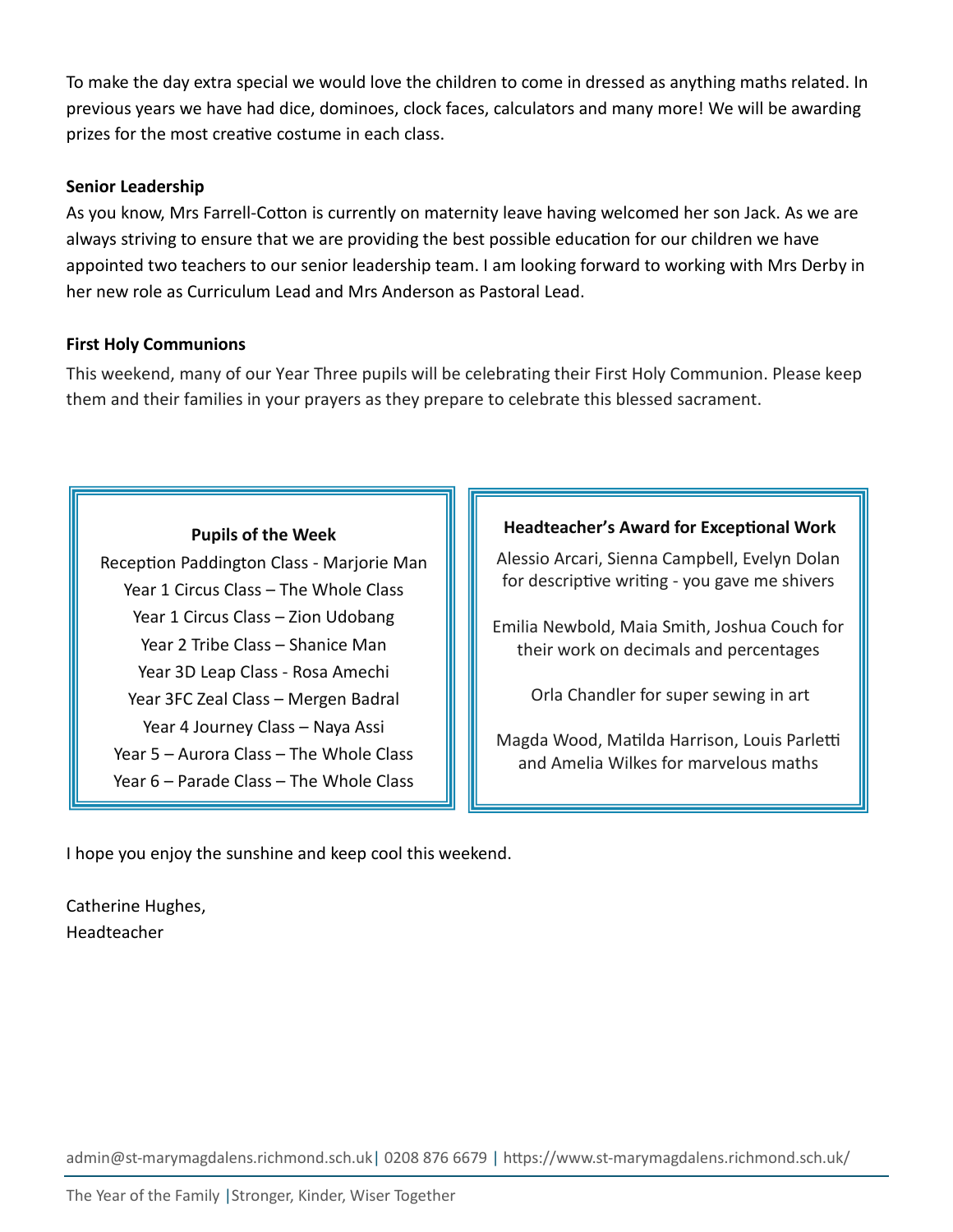To make the day extra special we would love the children to come in dressed as anything maths related. In previous years we have had dice, dominoes, clock faces, calculators and many more! We will be awarding prizes for the most creative costume in each class.

**Senior Leadership**

As you know, Mrs Farrell-Cotton is currently on maternity leave having welcomed her son Jack. As we are always striving to ensure that we are providing the best possible education for our children we have appointed two teachers to our senior leadership team. I am looking forward to working with Mrs Derby in her new role as Curriculum Lead and Mrs Anderson as Pastoral Lead.

**First Holy Communions**

This weekend, many of our Year Three pupils will be celebrating their First Holy Communion. Please keep them and their families in your prayers as they prepare to celebrate this blessed sacrament.

**Pupils of the Week**

Reception Paddington Class - Marjorie Man
Year 1 Circus Class – The Whole Class
Year 1 Circus Class – Zion Udobang
Year 2 Tribe Class – Shanice Man
Year 3D Leap Class - Rosa Amechi
Year 3FC Zeal Class – Mergen Badral
Year 4 Journey Class – Naya Assi
Year 5 – Aurora Class – The Whole Class
Year 6 – Parade Class – The Whole Class

**Headteacher's Award for Exceptional Work**

Alessio Arcari, Sienna Campbell, Evelyn Dolan for descriptive writing - you gave me shivers

Emilia Newbold, Maia Smith, Joshua Couch for their work on decimals and percentages

Orla Chandler for super sewing in art

Magda Wood, Matilda Harrison, Louis Parletti and Amelia Wilkes for marvelous maths

I hope you enjoy the sunshine and keep cool this weekend.

Catherine Hughes,
Headteacher